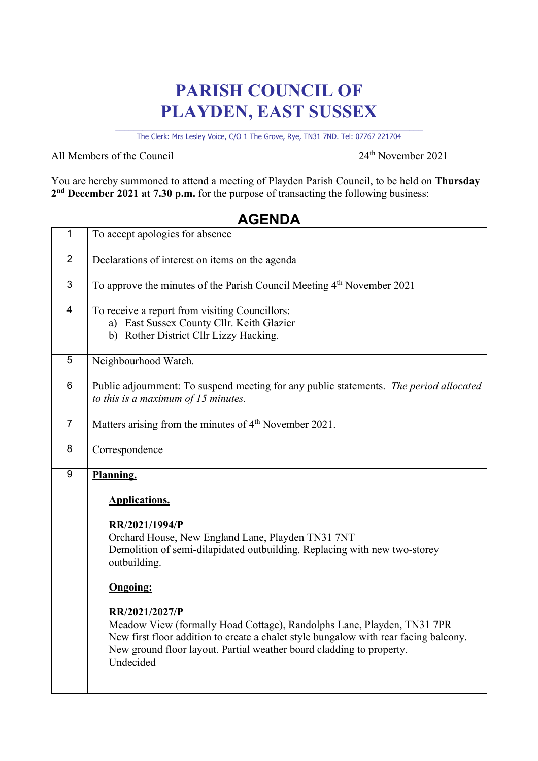# PARISH COUNCIL OF PLAYDEN, EAST SUSSEX

The Clerk: Mrs Lesley Voice, C/O 1 The Grove, Rye, TN31 7ND. Tel: 07767 221704

All Members of the Council

24th November 2021

You are hereby summoned to attend a meeting of Playden Parish Council, to be held on **Thursday 2nd December 2021 at 7.30 p.m.** for the purpose of transacting the following business:

## AGENDA

| | |
|---|---|
| 1 | To accept apologies for absence |
| 2 | Declarations of interest on items on the agenda |
| 3 | To approve the minutes of the Parish Council Meeting 4th November 2021 |
| 4 | To receive a report from visiting Councillors:<br>a) East Sussex County Cllr. Keith Glazier<br>b) Rother District Cllr Lizzy Hacking. |
| 5 | Neighbourhood Watch. |
| 6 | Public adjournment: To suspend meeting for any public statements. *The period allocated to this is a maximum of 15 minutes.* |
| 7 | Matters arising from the minutes of 4th November 2021. |
| 8 | Correspondence |
| 9 | **Planning.**<br><br>**Applications.**<br><br>**RR/2021/1994/P**<br>Orchard House, New England Lane, Playden TN31 7NT<br>Demolition of semi-dilapidated outbuilding. Replacing with new two-storey outbuilding.<br><br>**Ongoing:**<br><br>**RR/2021/2027/P**<br>Meadow View (formally Hoad Cottage), Randolphs Lane, Playden, TN31 7PR<br>New first floor addition to create a chalet style bungalow with rear facing balcony. New ground floor layout. Partial weather board cladding to property.<br>Undecided |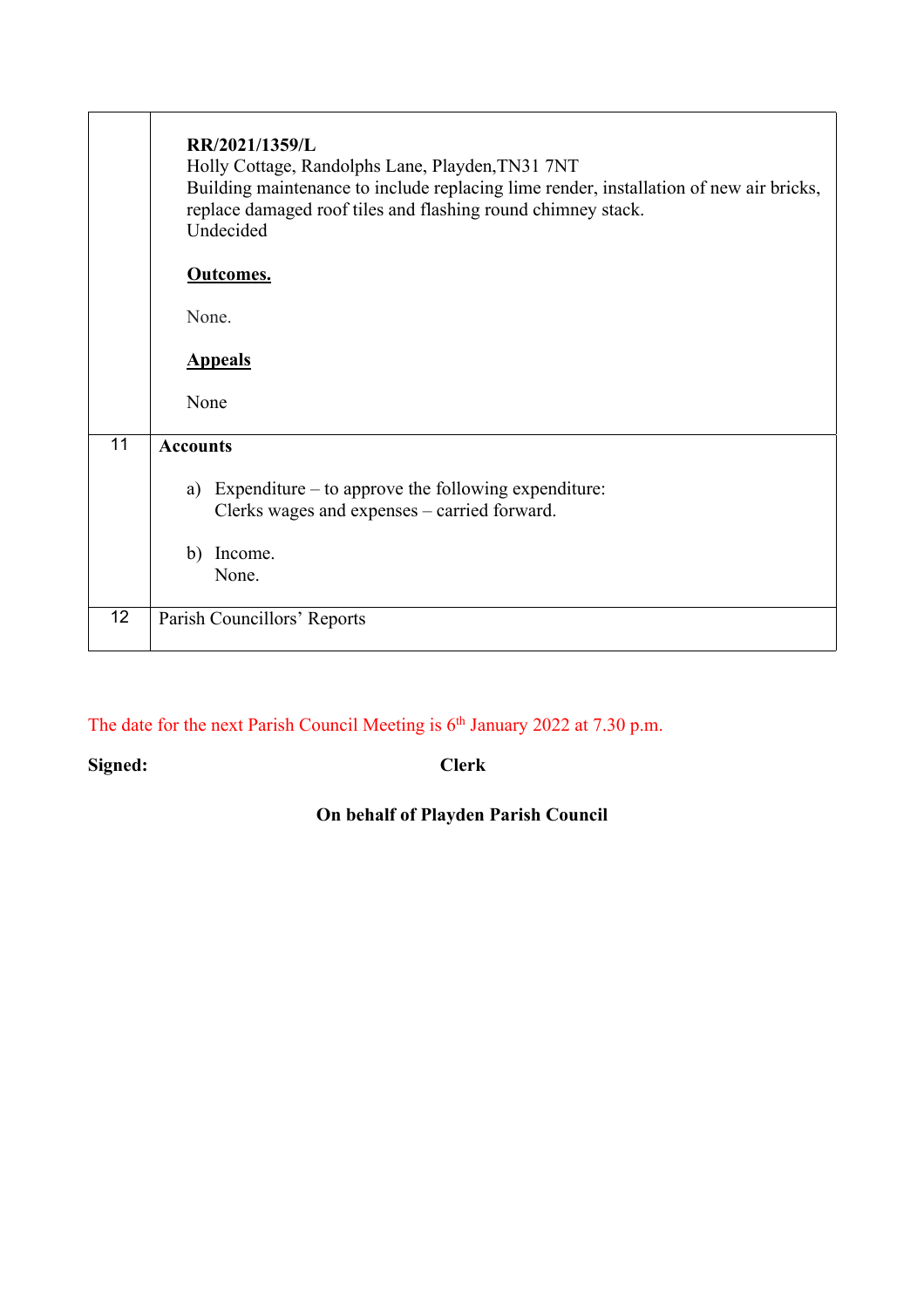| | |
|---|---|
| | **RR/2021/1359/L**<br>Holly Cottage, Randolphs Lane, Playden,TN31 7NT<br>Building maintenance to include replacing lime render, installation of new air bricks, replace damaged roof tiles and flashing round chimney stack.<br>Undecided<br><br>**Outcomes.**<br><br>None.<br><br>**Appeals**<br><br>None |
| 11 | **Accounts**<br><br>a) Expenditure – to approve the following expenditure:<br>Clerks wages and expenses – carried forward.<br><br>b) Income.<br>None. |
| 12 | Parish Councillors' Reports |

The date for the next Parish Council Meeting is 6th January 2022 at 7.30 p.m.

**Signed:** **Clerk**

**On behalf of Playden Parish Council**